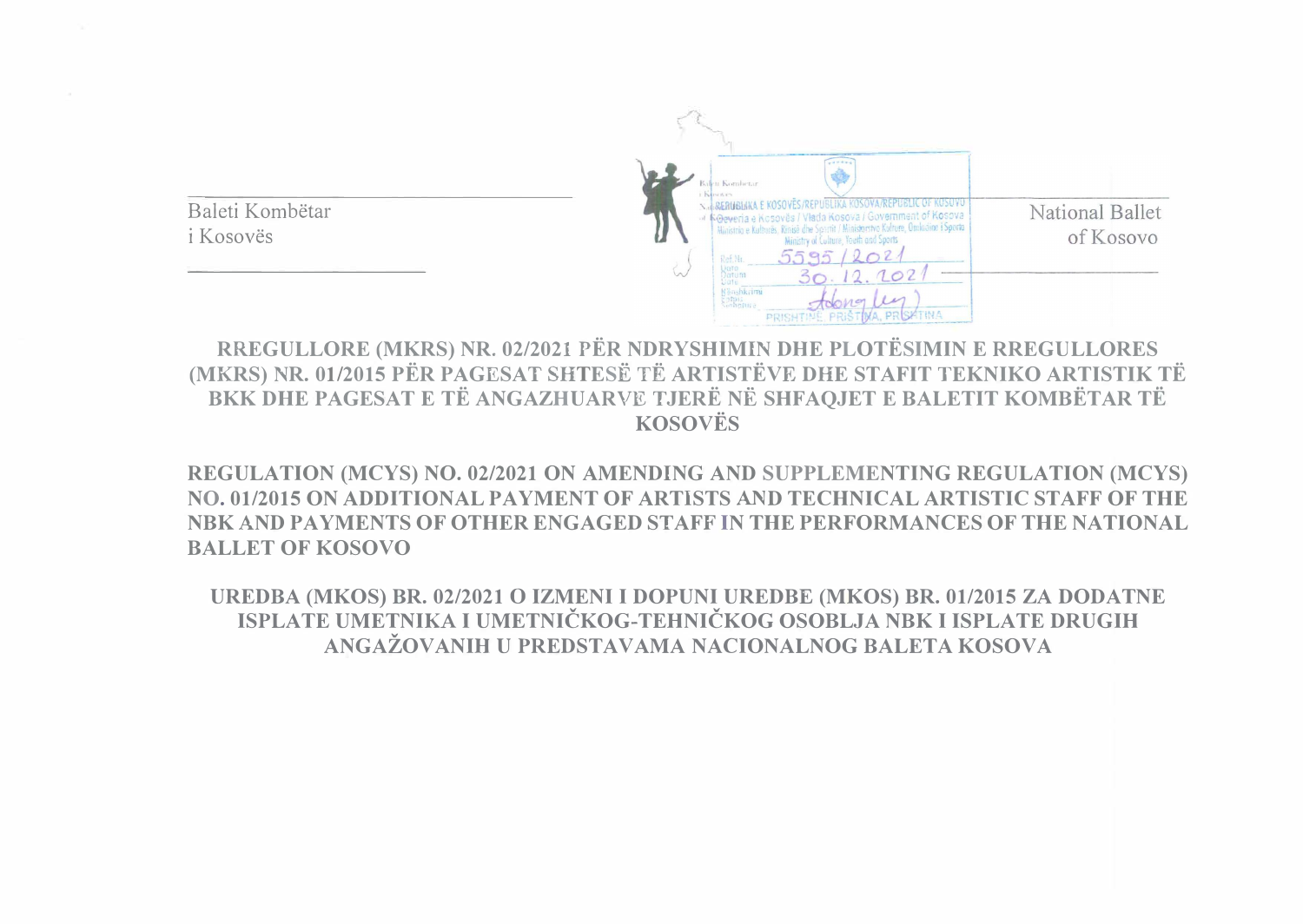Baleti Kombëtar
i Kosovës

National Ballet
of Kosovo

REPUBLIKA E KOSOVËS/REPUBLIKA KOSOVA/REPUBLIC OF KOSOVO
Qeveria e Kosovës / Vlada Kosova / Government of Kosova
Ministria e Kulturës, Rinisë dhe Sportit / Ministarstvo Kulture, Omladine i Sporta
Ministry of Culture, Youth and Sports
Ref.Nr. 5595/2021
Datum 30.12.2021
PRISHTINË, PRIŠTINA, PRISHTINA

**RREGULLORE (MKRS) NR. 02/2021 PËR NDRYSHIMIN DHE PLOTËSIMIN E RREGULLORES (MKRS) NR. 01/2015 PËR PAGESAT SHTESË TË ARTISTËVE DHE STAFIT TEKNIKO ARTISTIK TË BKK DHE PAGESAT E TË ANGAZHUARVE TJERË NË SHFAQJET E BALETIT KOMBËTAR TË KOSOVËS**

**REGULATION (MCYS) NO. 02/2021 ON AMENDING AND SUPPLEMENTING REGULATION (MCYS) NO. 01/2015 ON ADDITIONAL PAYMENT OF ARTISTS AND TECHNICAL ARTISTIC STAFF OF THE NBK AND PAYMENTS OF OTHER ENGAGED STAFF IN THE PERFORMANCES OF THE NATIONAL BALLET OF KOSOVO**

**UREDBA (MKOS) BR. 02/2021 O IZMENI I DOPUNI UREDBE (MKOS) BR. 01/2015 ZA DODATNE ISPLATE UMETNIKA I UMETNIČKOG-TEHNIČKOG OSOBLJA NBK I ISPLATE DRUGIH ANGAŽOVANIH U PREDSTAVAMA NACIONALNOG BALETA KOSOVA**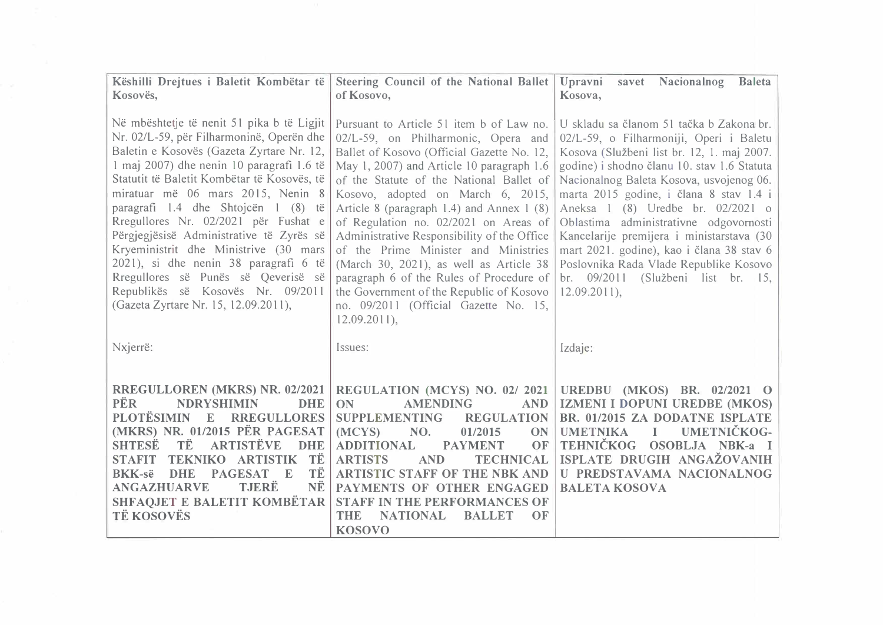| Këshilli Drejtues i Baletit Kombëtar të Kosovës, | Steering Council of the National Ballet of Kosovo, | Upravni savet Nacionalnog Baleta Kosova, |
|---|---|---|
| Në mbështetje të nenit 51 pika b të Ligjit Nr. 02/L-59, për Filharmoninë, Operën dhe Baletin e Kosovës (Gazeta Zyrtare Nr. 12, 1 maj 2007) dhe nenin 10 paragrafi 1.6 të Statutit të Baletit Kombëtar të Kosovës, të miratuar më 06 mars 2015, Nenin 8 paragrafi 1.4 dhe Shtojcën 1 (8) të Rregullores Nr. 02/2021 për Fushat e Përgjegjësisë Administrative të Zyrës së Kryeministrit dhe Ministrive (30 mars 2021), si dhe nenin 38 paragrafi 6 të Rregullores së Punës së Qeverisë së Republikës së Kosovës Nr. 09/2011 (Gazeta Zyrtare Nr. 15, 12.09.2011), | Pursuant to Article 51 item b of Law no. 02/L-59, on Philharmonic, Opera and Ballet of Kosovo (Official Gazette No. 12, May 1, 2007) and Article 10 paragraph 1.6 of the Statute of the National Ballet of Kosovo, adopted on March 6, 2015, Article 8 (paragraph 1.4) and Annex 1 (8) of Regulation no. 02/2021 on Areas of Administrative Responsibility of the Office of the Prime Minister and Ministries (March 30, 2021), as well as Article 38 paragraph 6 of the Rules of Procedure of the Government of the Republic of Kosovo no. 09/2011 (Official Gazette No. 15, 12.09.2011), | U skladu sa članom 51 tačka b Zakona br. 02/L-59, o Filharmoniji, Operi i Baletu Kosova (Službeni list br. 12, 1. maj 2007. godine) i shodno članu 10. stav 1.6 Statuta Nacionalnog Baleta Kosova, usvojenog 06. marta 2015 godine, i člana 8 stav 1.4 i Aneksa 1 (8) Uredbe br. 02/2021 o Oblastima administrativne odgovornosti Kancelarije premijera i ministarstava (30 mart 2021. godine), kao i člana 38 stav 6 Poslovnika Rada Vlade Republike Kosovo br. 09/2011 (Službeni list br. 15, 12.09.2011), |
| Nxjerrë: | Issues: | Izdaje: |
| **RREGULLOREN (MKRS) NR. 02/2021 PËR NDRYSHIMIN DHE PLOTËSIMIN E RREGULLORES (MKRS) NR. 01/2015 PËR PAGESAT SHTESË TË ARTISTËVE DHE STAFIT TEKNIKO ARTISTIK TË BKK-së DHE PAGESAT E TË ANGAZHUARVE TJERË NË SHFAQJET E BALETIT KOMBËTAR TË KOSOVËS** | **REGULATION (MCYS) NO. 02/ 2021 ON AMENDING AND SUPPLEMENTING REGULATION (MCYS) NO. 01/2015 ON ADDITIONAL PAYMENT OF ARTISTS AND TECHNICAL ARTISTIC STAFF OF THE NBK AND PAYMENTS OF OTHER ENGAGED STAFF IN THE PERFORMANCES OF THE NATIONAL BALLET OF KOSOVO** | **UREDBU (MKOS) BR. 02/2021 O IZMENI I DOPUNI UREDBE (MKOS) BR. 01/2015 ZA DODATNE ISPLATE UMETNIKA I UMETNIČKOG-TEHNIČKOG OSOBLJA NBK-a I ISPLATE DRUGIH ANGAŽOVANIH U PREDSTAVAMA NACIONALNOG BALETA KOSOVA** |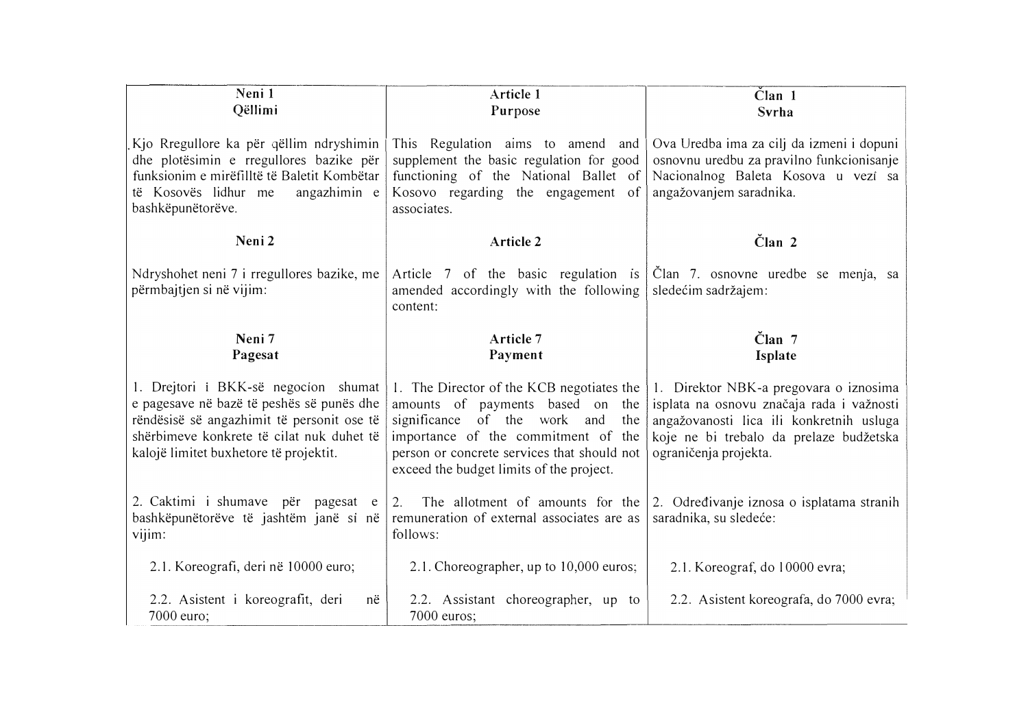| **Neni 1**<br>**Qëllimi** | **Article 1**<br>**Purpose** | **Član 1**<br>**Svrha** |
| --- | --- | --- |
| Kjo Rregullore ka për qëllim ndryshimin dhe plotësimin e rregullores bazike për funksionim e mirëfilltë të Baletit Kombëtar të Kosovës lidhur me angazhimin e bashkëpunëtorëve. | This Regulation aims to amend and supplement the basic regulation for good functioning of the National Ballet of Kosovo regarding the engagement of associates. | Ova Uredba ima za cilj da izmeni i dopuni osnovnu uredbu za pravilno funkcionisanje Nacionalnog Baleta Kosova u vezi sa angažovanjem saradnika. |
| **Neni 2** | **Article 2** | **Član 2** |
| Ndryshohet neni 7 i rregullores bazike, me përmbajtjen si në vijim: | Article 7 of the basic regulation is amended accordingly with the following content: | Član 7. osnovne uredbe se menja, sa sledećim sadržajem: |
| **Neni 7**<br>**Pagesat** | **Article 7**<br>**Payment** | **Član 7**<br>**Isplate** |
| 1. Drejtori i BKK-së negocion shumat e pagesave në bazë të peshës së punës dhe rëndësisë së angazhimit të personit ose të shërbimeve konkrete të cilat nuk duhet të kalojë limitet buxhetore të projektit. | 1. The Director of the KCB negotiates the amounts of payments based on the significance of the work and the importance of the commitment of the person or concrete services that should not exceed the budget limits of the project. | 1. Direktor NBK-a pregovara o iznosima isplata na osnovu značaja rada i važnosti angažovanosti lica ili konkretnih usluga koje ne bi trebalo da prelaze budžetska ograničenja projekta. |
| 2. Caktimi i shumave për pagesat e bashkëpunëtorëve të jashtëm janë si në vijim: | 2. The allotment of amounts for the remuneration of external associates are as follows: | 2. Određivanje iznosa o isplatama stranih saradnika, su sledeće: |
| 2.1. Koreografi, deri në 10000 euro; | 2.1. Choreographer, up to 10,000 euros; | 2.1. Koreograf, do 10000 evra; |
| 2.2. Asistent i koreografit, deri në 7000 euro; | 2.2. Assistant choreographer, up to 7000 euros; | 2.2. Asistent koreografa, do 7000 evra; |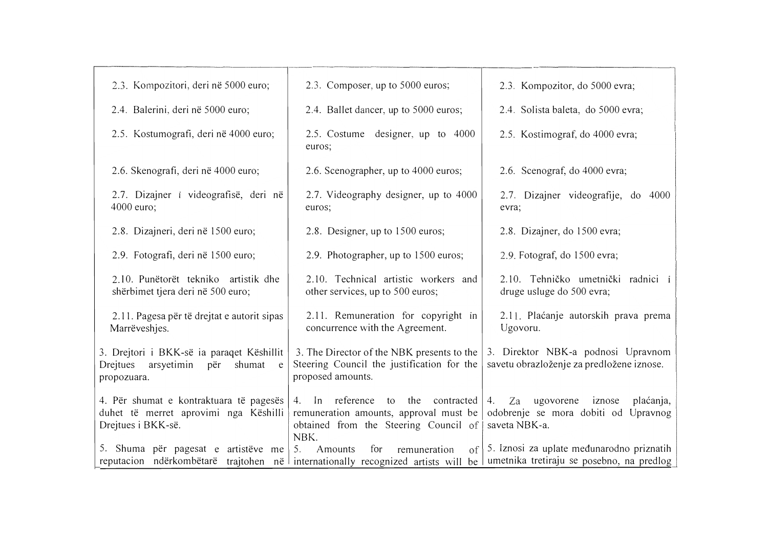| | | |
|---|---|---|
| 2.3. Kompozitori, deri në 5000 euro; | 2.3. Composer, up to 5000 euros; | 2.3. Kompozitor, do 5000 evra; |
| 2.4. Balerini, deri në 5000 euro; | 2.4. Ballet dancer, up to 5000 euros; | 2.4. Solista baleta, do 5000 evra; |
| 2.5. Kostumografi, deri në 4000 euro; | 2.5. Costume designer, up to 4000 euros; | 2.5. Kostimograf, do 4000 evra; |
| 2.6. Skenografi, deri në 4000 euro; | 2.6. Scenographer, up to 4000 euros; | 2.6. Scenograf, do 4000 evra; |
| 2.7. Dizajner i videografisë, deri në 4000 euro; | 2.7. Videography designer, up to 4000 euros; | 2.7. Dizajner videografije, do 4000 evra; |
| 2.8. Dizajneri, deri në 1500 euro; | 2.8. Designer, up to 1500 euros; | 2.8. Dizajner, do 1500 evra; |
| 2.9. Fotografi, deri në 1500 euro; | 2.9. Photographer, up to 1500 euros; | 2.9. Fotograf, do 1500 evra; |
| 2.10. Punëtorët tekniko artistik dhe shërbimet tjera deri në 500 euro; | 2.10. Technical artistic workers and other services, up to 500 euros; | 2.10. Tehničko umetnički radnici i druge usluge do 500 evra; |
| 2.11. Pagesa për të drejtat e autorit sipas Marrëveshjes. | 2.11. Remuneration for copyright in concurrence with the Agreement. | 2.11. Plaćanje autorskih prava prema Ugovoru. |
| 3. Drejtori i BKK-së ia paraqet Këshillit Drejtues arsyetimin për shumat e propozuara. | 3. The Director of the NBK presents to the Steering Council the justification for the proposed amounts. | 3. Direktor NBK-a podnosi Upravnom savetu obrazloženje za predložene iznose. |
| 4. Për shumat e kontraktuara të pagesës duhet të merret aprovimi nga Këshilli Drejtues i BKK-së. | 4. In reference to the contracted remuneration amounts, approval must be obtained from the Steering Council of NBK. | 4. Za ugovorene iznose plaćanja, odobrenje se mora dobiti od Upravnog saveta NBK-a. |
| 5. Shuma për pagesat e artistëve me reputacion ndërkombëtarë trajtohen në | 5. Amounts for remuneration of internationally recognized artists will be | 5. Iznosi za uplate međunarodno priznatih umetnika tretiraju se posebno, na predlog |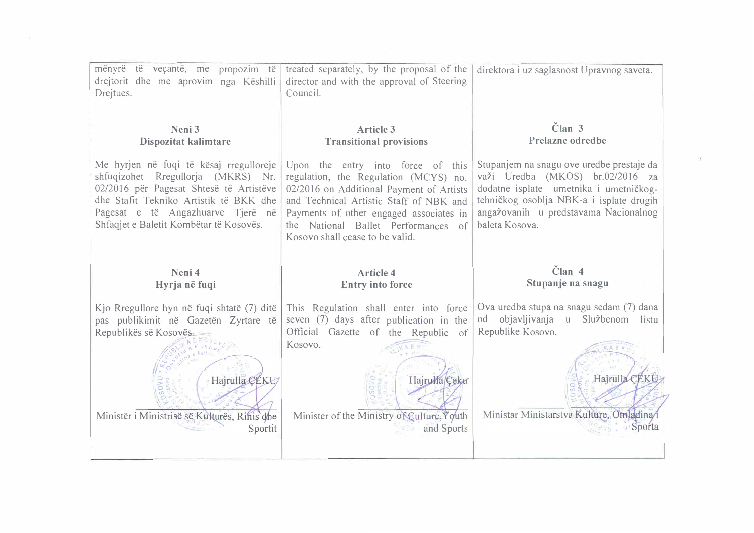| | | |
|---|---|---|
| mënyrë të veçantë, me propozim të drejtorit dhe me aprovim nga Këshilli Drejtues. | treated separately, by the proposal of the director and with the approval of Steering Council. | direktora i uz saglasnost Upravnog saveta. |
| **Neni 3**<br>**Dispozitat kalimtare** | **Article 3**<br>**Transitional provisions** | **Član 3**<br>**Prelazne odredbe** |
| Me hyrjen në fuqi të kësaj rregulloreje shfuqizohet Rregullorja (MKRS) Nr. 02/2016 për Pagesat Shtesë të Artistëve dhe Stafit Tekniko Artistik të BKK dhe Pagesat e të Angazhuarve Tjerë në Shfaqjet e Baletit Kombëtar të Kosovës. | Upon the entry into force of this regulation, the Regulation (MCYS) no. 02/2016 on Additional Payment of Artists and Technical Artistic Staff of NBK and Payments of other engaged associates in the National Ballet Performances of Kosovo shall cease to be valid. | Stupanjem na snagu ove uredbe prestaje da važi Uredba (MKOS) br.02/2016 za dodatne isplate umetnika i umetničkog-tehničkog osoblja NBK-a i isplate drugih angažovanih u predstavama Nacionalnog baleta Kosova. |
| **Neni 4**<br>**Hyrja në fuqi** | **Article 4**<br>**Entry into force** | **Član 4**<br>**Stupanje na snagu** |
| Kjo Rregullore hyn në fuqi shtatë (7) ditë pas publikimit në Gazetën Zyrtare të Republikës së Kosovës. | This Regulation shall enter into force seven (7) days after publication in the Official Gazette of the Republic of Kosovo. | Ova uredba stupa na snagu sedam (7) dana od objavljivanja u Službenom listu Republike Kosovo. |
| Hajrulla ÇEKU<br><br>Ministër i Ministrisë së Kulturës, Rinis dhe Sportit | Hajrulla Çeku<br><br>Minister of the Ministry of Culture, Youth and Sports | Hajrulla ÇEKU<br><br>Ministar Ministarstva Kulture, Omladina i Sporta |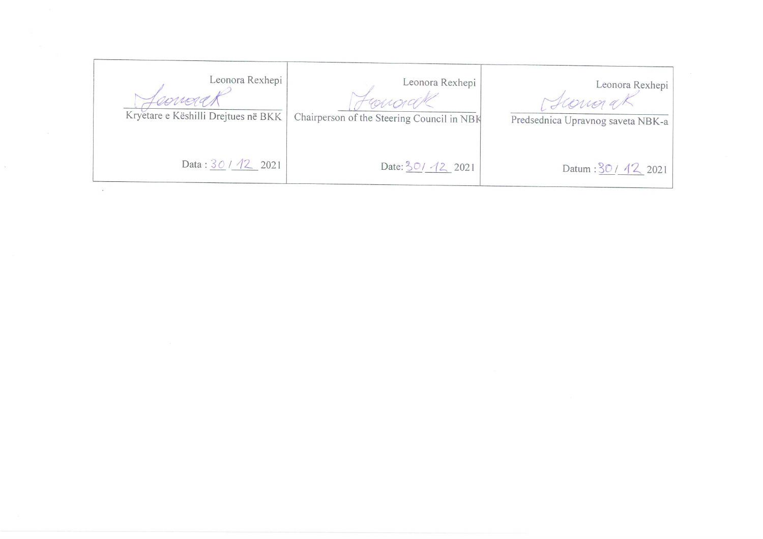| | | |
|---|---|---|
| Leonora Rexhepi | Leonora Rexhepi | Leonora Rexhepi |
| Kryetare e Këshilli Drejtues në BKK | Chairperson of the Steering Council in NBK | Predsednica Upravnog saveta NBK-a |
| Data : 30 / 12 2021 | Date: 30/ 12 2021 | Datum : 30/ 12 2021 |